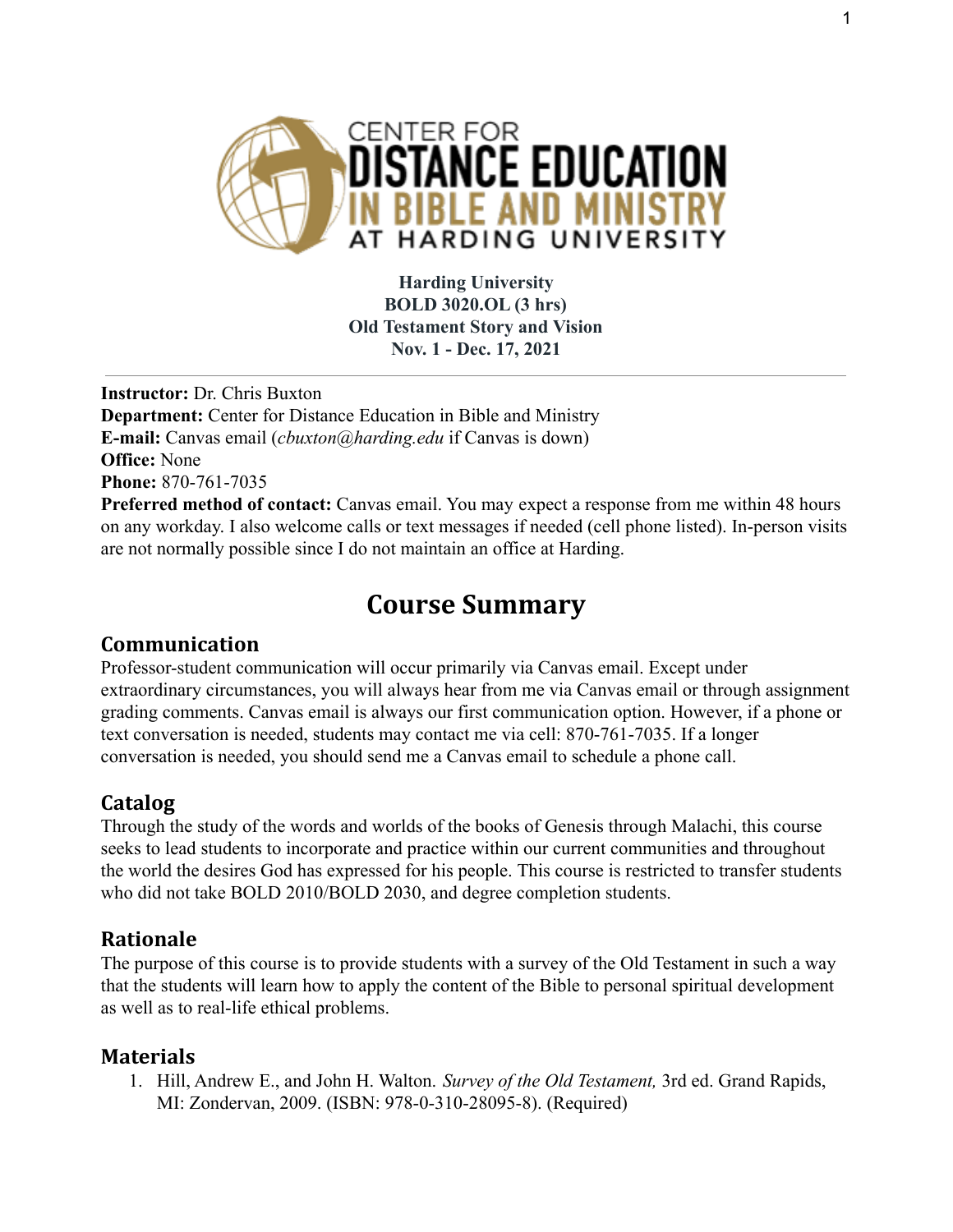**Harding University**
**BOLD 3020.OL (3 hrs)**
**Old Testament Story and Vision**
**Nov. 1 - Dec. 17, 2021**

---

**Instructor:** Dr. Chris Buxton
**Department:** Center for Distance Education in Bible and Ministry
**E-mail:** Canvas email (*cbuxton@harding.edu* if Canvas is down)
**Office:** None
**Phone:** 870-761-7035
**Preferred method of contact:** Canvas email. You may expect a response from me within 48 hours on any workday. I also welcome calls or text messages if needed (cell phone listed). In-person visits are not normally possible since I do not maintain an office at Harding.

# Course Summary

## Communication

Professor-student communication will occur primarily via Canvas email. Except under extraordinary circumstances, you will always hear from me via Canvas email or through assignment grading comments. Canvas email is always our first communication option. However, if a phone or text conversation is needed, students may contact me via cell: 870-761-7035. If a longer conversation is needed, you should send me a Canvas email to schedule a phone call.

## Catalog

Through the study of the words and worlds of the books of Genesis through Malachi, this course seeks to lead students to incorporate and practice within our current communities and throughout the world the desires God has expressed for his people. This course is restricted to transfer students who did not take BOLD 2010/BOLD 2030, and degree completion students.

## Rationale

The purpose of this course is to provide students with a survey of the Old Testament in such a way that the students will learn how to apply the content of the Bible to personal spiritual development as well as to real-life ethical problems.

## Materials

1. Hill, Andrew E., and John H. Walton. *Survey of the Old Testament,* 3rd ed. Grand Rapids, MI: Zondervan, 2009. (ISBN: 978-0-310-28095-8). (Required)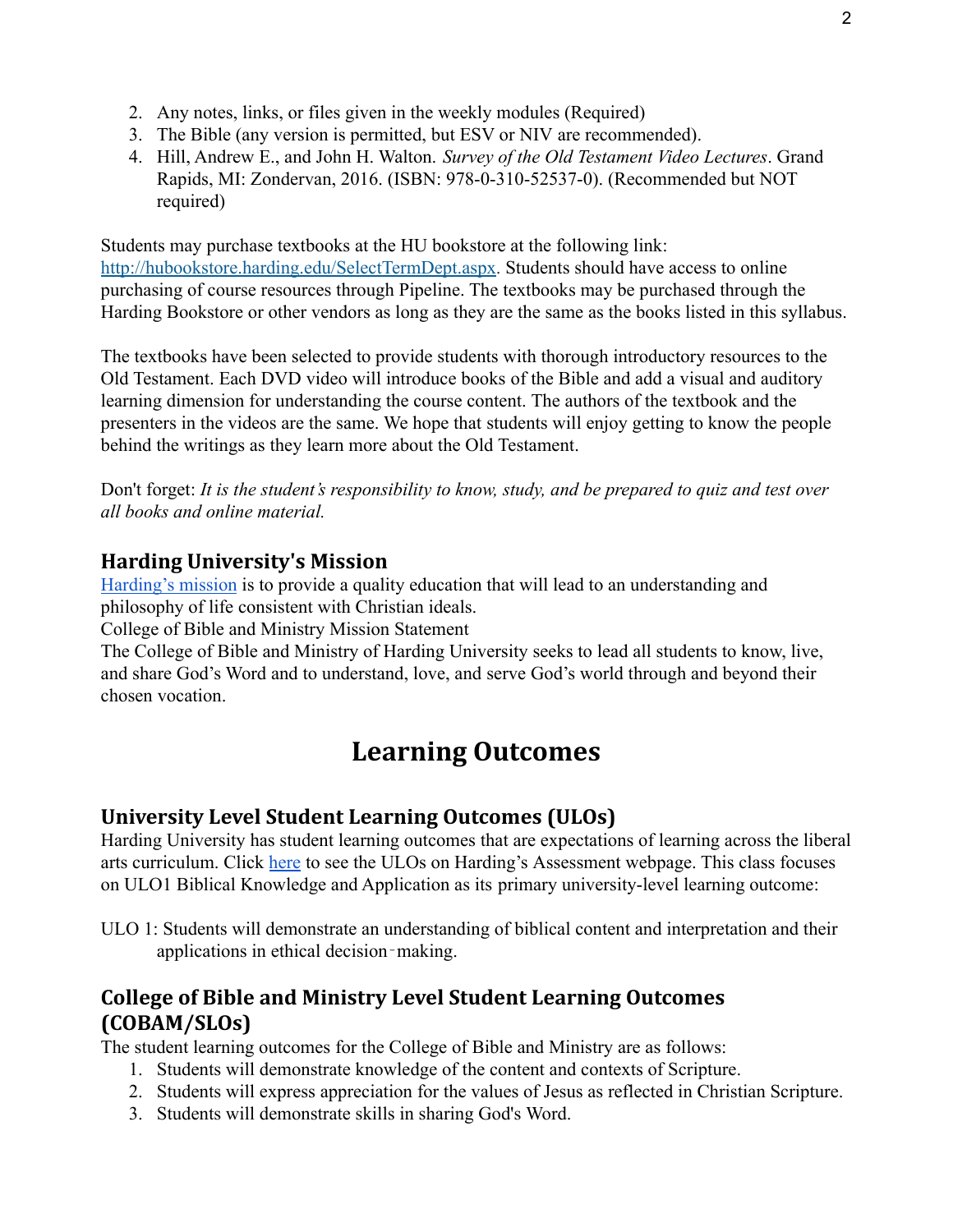2. Any notes, links, or files given in the weekly modules (Required)
3. The Bible (any version is permitted, but ESV or NIV are recommended).
4. Hill, Andrew E., and John H. Walton. *Survey of the Old Testament Video Lectures*. Grand Rapids, MI: Zondervan, 2016. (ISBN: 978-0-310-52537-0). (Recommended but NOT required)

Students may purchase textbooks at the HU bookstore at the following link: [http://hubookstore.harding.edu/SelectTermDept.aspx](http://hubookstore.harding.edu/SelectTermDept.aspx). Students should have access to online purchasing of course resources through Pipeline. The textbooks may be purchased through the Harding Bookstore or other vendors as long as they are the same as the books listed in this syllabus.

The textbooks have been selected to provide students with thorough introductory resources to the Old Testament. Each DVD video will introduce books of the Bible and add a visual and auditory learning dimension for understanding the course content. The authors of the textbook and the presenters in the videos are the same. We hope that students will enjoy getting to know the people behind the writings as they learn more about the Old Testament.

Don't forget: *It is the student's responsibility to know, study, and be prepared to quiz and test over all books and online material.*

## Harding University's Mission

Harding's mission is to provide a quality education that will lead to an understanding and philosophy of life consistent with Christian ideals.
College of Bible and Ministry Mission Statement
The College of Bible and Ministry of Harding University seeks to lead all students to know, live, and share God's Word and to understand, love, and serve God's world through and beyond their chosen vocation.

# Learning Outcomes

## University Level Student Learning Outcomes (ULOs)

Harding University has student learning outcomes that are expectations of learning across the liberal arts curriculum. Click here to see the ULOs on Harding's Assessment webpage. This class focuses on ULO1 Biblical Knowledge and Application as its primary university-level learning outcome:

ULO 1: Students will demonstrate an understanding of biblical content and interpretation and their applications in ethical decision‐making.

## College of Bible and Ministry Level Student Learning Outcomes (COBAM/SLOs)

The student learning outcomes for the College of Bible and Ministry are as follows:

1. Students will demonstrate knowledge of the content and contexts of Scripture.
2. Students will express appreciation for the values of Jesus as reflected in Christian Scripture.
3. Students will demonstrate skills in sharing God's Word.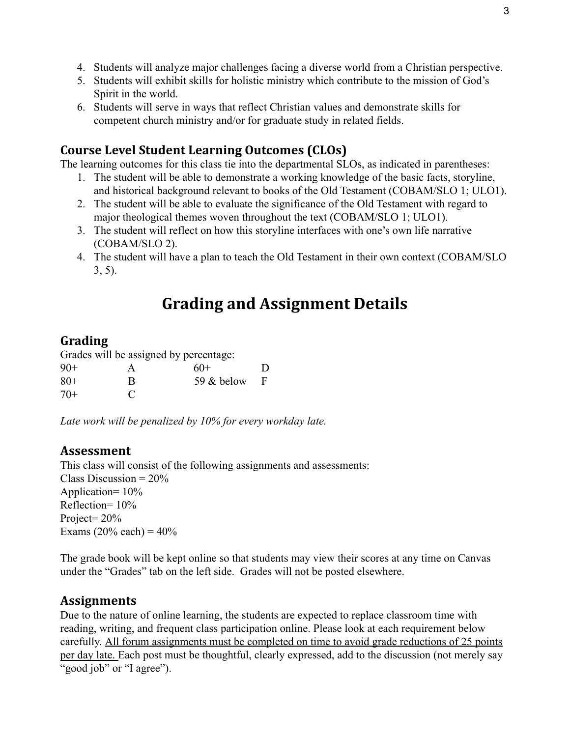4. Students will analyze major challenges facing a diverse world from a Christian perspective.
5. Students will exhibit skills for holistic ministry which contribute to the mission of God's Spirit in the world.
6. Students will serve in ways that reflect Christian values and demonstrate skills for competent church ministry and/or for graduate study in related fields.

### Course Level Student Learning Outcomes (CLOs)

The learning outcomes for this class tie into the departmental SLOs, as indicated in parentheses:

1. The student will be able to demonstrate a working knowledge of the basic facts, storyline, and historical background relevant to books of the Old Testament (COBAM/SLO 1; ULO1).
2. The student will be able to evaluate the significance of the Old Testament with regard to major theological themes woven throughout the text (COBAM/SLO 1; ULO1).
3. The student will reflect on how this storyline interfaces with one's own life narrative (COBAM/SLO 2).
4. The student will have a plan to teach the Old Testament in their own context (COBAM/SLO 3, 5).

## Grading and Assignment Details

### Grading

Grades will be assigned by percentage:

| | | | |
|---|---|---|---|
| 90+ | A | 60+ | D |
| 80+ | B | 59 & below | F |
| 70+ | C | | |

*Late work will be penalized by 10% for every workday late.*

### Assessment

This class will consist of the following assignments and assessments:
Class Discussion = 20%
Application= 10%
Reflection= 10%
Project= 20%
Exams (20% each) = 40%

The grade book will be kept online so that students may view their scores at any time on Canvas under the "Grades" tab on the left side. Grades will not be posted elsewhere.

### Assignments

Due to the nature of online learning, the students are expected to replace classroom time with reading, writing, and frequent class participation online. Please look at each requirement below carefully. <u>All forum assignments must be completed on time to avoid grade reductions of 25 points per day late.</u> Each post must be thoughtful, clearly expressed, add to the discussion (not merely say "good job" or "I agree").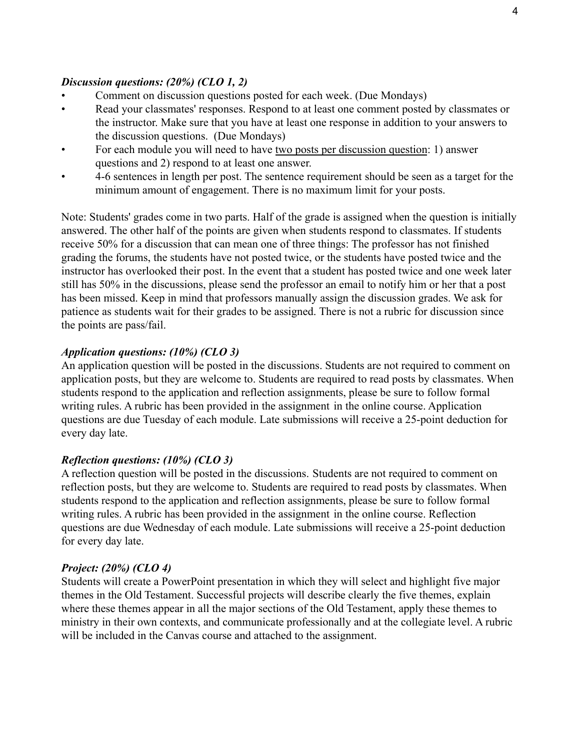***Discussion questions: (20%) (CLO 1, 2)***

- Comment on discussion questions posted for each week. (Due Mondays)
- Read your classmates' responses. Respond to at least one comment posted by classmates or the instructor. Make sure that you have at least one response in addition to your answers to the discussion questions. (Due Mondays)
- For each module you will need to have <u>two posts per discussion question</u>: 1) answer questions and 2) respond to at least one answer.
- 4-6 sentences in length per post. The sentence requirement should be seen as a target for the minimum amount of engagement. There is no maximum limit for your posts.

Note: Students' grades come in two parts. Half of the grade is assigned when the question is initially answered. The other half of the points are given when students respond to classmates. If students receive 50% for a discussion that can mean one of three things: The professor has not finished grading the forums, the students have not posted twice, or the students have posted twice and the instructor has overlooked their post. In the event that a student has posted twice and one week later still has 50% in the discussions, please send the professor an email to notify him or her that a post has been missed. Keep in mind that professors manually assign the discussion grades. We ask for patience as students wait for their grades to be assigned. There is not a rubric for discussion since the points are pass/fail.

***Application questions: (10%) (CLO 3)***

An application question will be posted in the discussions. Students are not required to comment on application posts, but they are welcome to. Students are required to read posts by classmates. When students respond to the application and reflection assignments, please be sure to follow formal writing rules. A rubric has been provided in the assignment in the online course. Application questions are due Tuesday of each module. Late submissions will receive a 25-point deduction for every day late.

***Reflection questions: (10%) (CLO 3)***

A reflection question will be posted in the discussions. Students are not required to comment on reflection posts, but they are welcome to. Students are required to read posts by classmates. When students respond to the application and reflection assignments, please be sure to follow formal writing rules. A rubric has been provided in the assignment in the online course. Reflection questions are due Wednesday of each module. Late submissions will receive a 25-point deduction for every day late.

***Project: (20%) (CLO 4)***

Students will create a PowerPoint presentation in which they will select and highlight five major themes in the Old Testament. Successful projects will describe clearly the five themes, explain where these themes appear in all the major sections of the Old Testament, apply these themes to ministry in their own contexts, and communicate professionally and at the collegiate level. A rubric will be included in the Canvas course and attached to the assignment.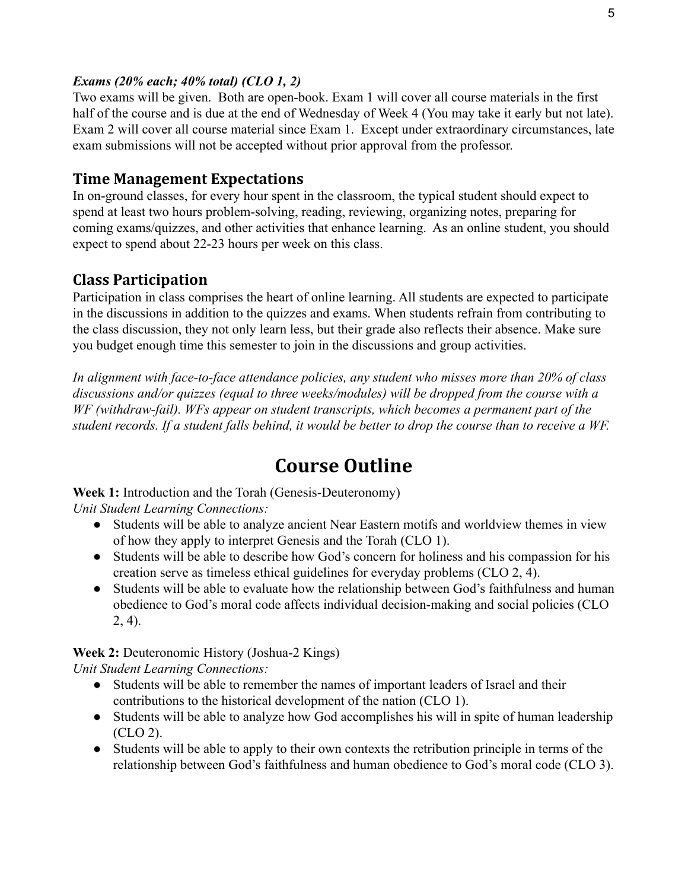***Exams (20% each; 40% total) (CLO 1, 2)***

Two exams will be given. Both are open-book. Exam 1 will cover all course materials in the first half of the course and is due at the end of Wednesday of Week 4 (You may take it early but not late). Exam 2 will cover all course material since Exam 1. Except under extraordinary circumstances, late exam submissions will not be accepted without prior approval from the professor.

## Time Management Expectations

In on-ground classes, for every hour spent in the classroom, the typical student should expect to spend at least two hours problem-solving, reading, reviewing, organizing notes, preparing for coming exams/quizzes, and other activities that enhance learning. As an online student, you should expect to spend about 22-23 hours per week on this class.

## Class Participation

Participation in class comprises the heart of online learning. All students are expected to participate in the discussions in addition to the quizzes and exams. When students refrain from contributing to the class discussion, they not only learn less, but their grade also reflects their absence. Make sure you budget enough time this semester to join in the discussions and group activities.

*In alignment with face-to-face attendance policies, any student who misses more than 20% of class discussions and/or quizzes (equal to three weeks/modules) will be dropped from the course with a WF (withdraw-fail). WFs appear on student transcripts, which becomes a permanent part of the student records. If a student falls behind, it would be better to drop the course than to receive a WF.*

# Course Outline

**Week 1:** Introduction and the Torah (Genesis-Deuteronomy)

*Unit Student Learning Connections:*

- Students will be able to analyze ancient Near Eastern motifs and worldview themes in view of how they apply to interpret Genesis and the Torah (CLO 1).
- Students will be able to describe how God's concern for holiness and his compassion for his creation serve as timeless ethical guidelines for everyday problems (CLO 2, 4).
- Students will be able to evaluate how the relationship between God's faithfulness and human obedience to God's moral code affects individual decision-making and social policies (CLO 2, 4).

**Week 2:** Deuteronomic History (Joshua-2 Kings)

*Unit Student Learning Connections:*

- Students will be able to remember the names of important leaders of Israel and their contributions to the historical development of the nation (CLO 1).
- Students will be able to analyze how God accomplishes his will in spite of human leadership (CLO 2).
- Students will be able to apply to their own contexts the retribution principle in terms of the relationship between God's faithfulness and human obedience to God's moral code (CLO 3).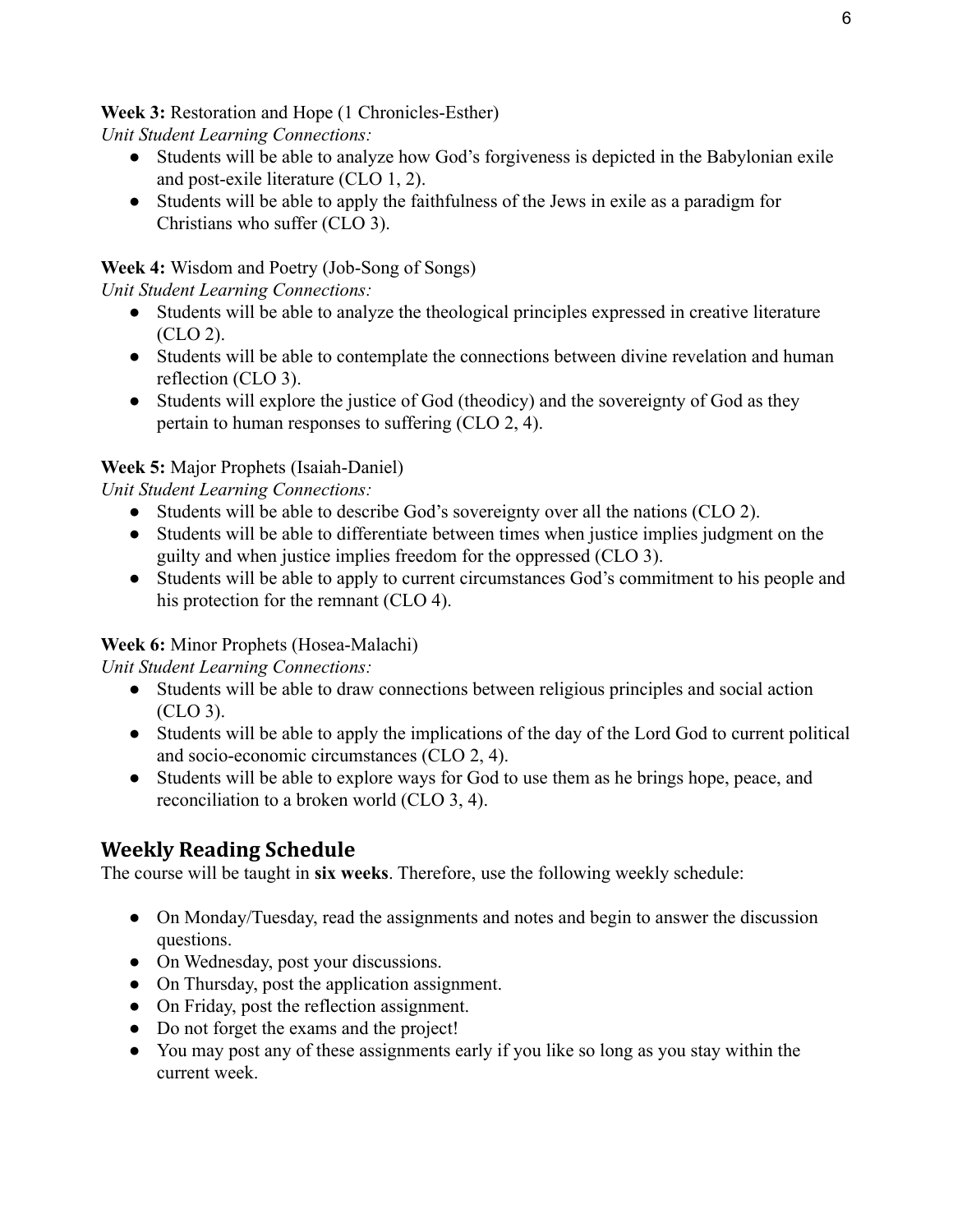**Week 3:** Restoration and Hope (1 Chronicles-Esther)

*Unit Student Learning Connections:*

- Students will be able to analyze how God's forgiveness is depicted in the Babylonian exile and post-exile literature (CLO 1, 2).
- Students will be able to apply the faithfulness of the Jews in exile as a paradigm for Christians who suffer (CLO 3).

**Week 4:** Wisdom and Poetry (Job-Song of Songs)

*Unit Student Learning Connections:*

- Students will be able to analyze the theological principles expressed in creative literature (CLO 2).
- Students will be able to contemplate the connections between divine revelation and human reflection (CLO 3).
- Students will explore the justice of God (theodicy) and the sovereignty of God as they pertain to human responses to suffering (CLO 2, 4).

**Week 5:** Major Prophets (Isaiah-Daniel)

*Unit Student Learning Connections:*

- Students will be able to describe God's sovereignty over all the nations (CLO 2).
- Students will be able to differentiate between times when justice implies judgment on the guilty and when justice implies freedom for the oppressed (CLO 3).
- Students will be able to apply to current circumstances God's commitment to his people and his protection for the remnant (CLO 4).

**Week 6:** Minor Prophets (Hosea-Malachi)

*Unit Student Learning Connections:*

- Students will be able to draw connections between religious principles and social action (CLO 3).
- Students will be able to apply the implications of the day of the Lord God to current political and socio-economic circumstances (CLO 2, 4).
- Students will be able to explore ways for God to use them as he brings hope, peace, and reconciliation to a broken world (CLO 3, 4).

## Weekly Reading Schedule

The course will be taught in **six weeks**. Therefore, use the following weekly schedule:

- On Monday/Tuesday, read the assignments and notes and begin to answer the discussion questions.
- On Wednesday, post your discussions.
- On Thursday, post the application assignment.
- On Friday, post the reflection assignment.
- Do not forget the exams and the project!
- You may post any of these assignments early if you like so long as you stay within the current week.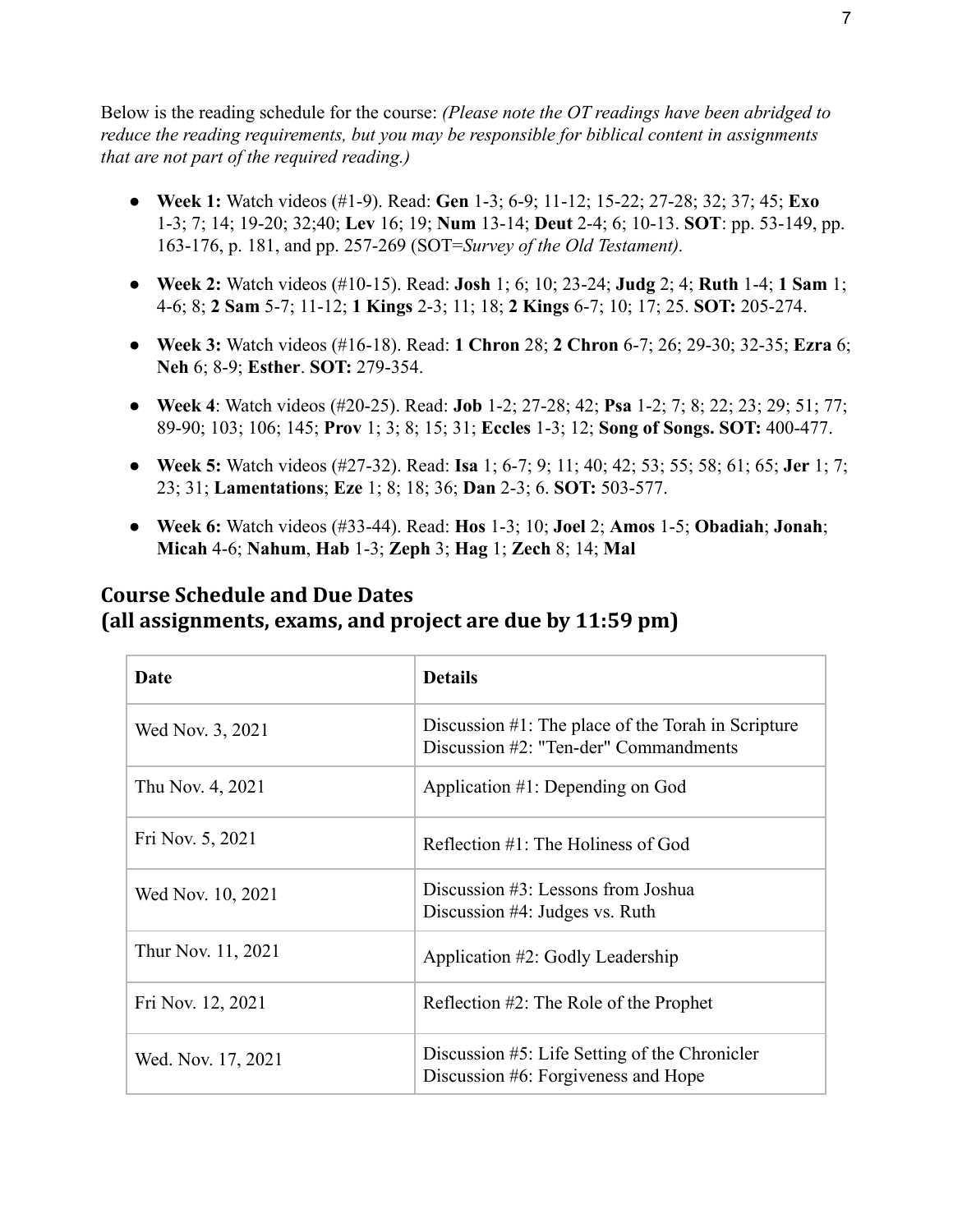Below is the reading schedule for the course: *(Please note the OT readings have been abridged to reduce the reading requirements, but you may be responsible for biblical content in assignments that are not part of the required reading.)*

- **Week 1:** Watch videos (#1-9). Read: **Gen** 1-3; 6-9; 11-12; 15-22; 27-28; 32; 37; 45; **Exo** 1-3; 7; 14; 19-20; 32;40; **Lev** 16; 19; **Num** 13-14; **Deut** 2-4; 6; 10-13. **SOT**: pp. 53-149, pp. 163-176, p. 181, and pp. 257-269 (SOT=*Survey of the Old Testament).*
- **Week 2:** Watch videos (#10-15). Read: **Josh** 1; 6; 10; 23-24; **Judg** 2; 4; **Ruth** 1-4; **1 Sam** 1; 4-6; 8; **2 Sam** 5-7; 11-12; **1 Kings** 2-3; 11; 18; **2 Kings** 6-7; 10; 17; 25. **SOT:** 205-274.
- **Week 3:** Watch videos (#16-18). Read: **1 Chron** 28; **2 Chron** 6-7; 26; 29-30; 32-35; **Ezra** 6; **Neh** 6; 8-9; **Esther**. **SOT:** 279-354.
- **Week 4**: Watch videos (#20-25). Read: **Job** 1-2; 27-28; 42; **Psa** 1-2; 7; 8; 22; 23; 29; 51; 77; 89-90; 103; 106; 145; **Prov** 1; 3; 8; 15; 31; **Eccles** 1-3; 12; **Song of Songs. SOT:** 400-477.
- **Week 5:** Watch videos (#27-32). Read: **Isa** 1; 6-7; 9; 11; 40; 42; 53; 55; 58; 61; 65; **Jer** 1; 7; 23; 31; **Lamentations**; **Eze** 1; 8; 18; 36; **Dan** 2-3; 6. **SOT:** 503-577.
- **Week 6:** Watch videos (#33-44). Read: **Hos** 1-3; 10; **Joel** 2; **Amos** 1-5; **Obadiah**; **Jonah**; **Micah** 4-6; **Nahum**, **Hab** 1-3; **Zeph** 3; **Hag** 1; **Zech** 8; 14; **Mal**

## Course Schedule and Due Dates (all assignments, exams, and project are due by 11:59 pm)

| Date | Details |
|---|---|
| Wed Nov. 3, 2021 | Discussion #1: The place of the Torah in Scripture<br>Discussion #2: "Ten-der" Commandments |
| Thu Nov. 4, 2021 | Application #1: Depending on God |
| Fri Nov. 5, 2021 | Reflection #1: The Holiness of God |
| Wed Nov. 10, 2021 | Discussion #3: Lessons from Joshua<br>Discussion #4: Judges vs. Ruth |
| Thur Nov. 11, 2021 | Application #2: Godly Leadership |
| Fri Nov. 12, 2021 | Reflection #2: The Role of the Prophet |
| Wed. Nov. 17, 2021 | Discussion #5: Life Setting of the Chronicler<br>Discussion #6: Forgiveness and Hope |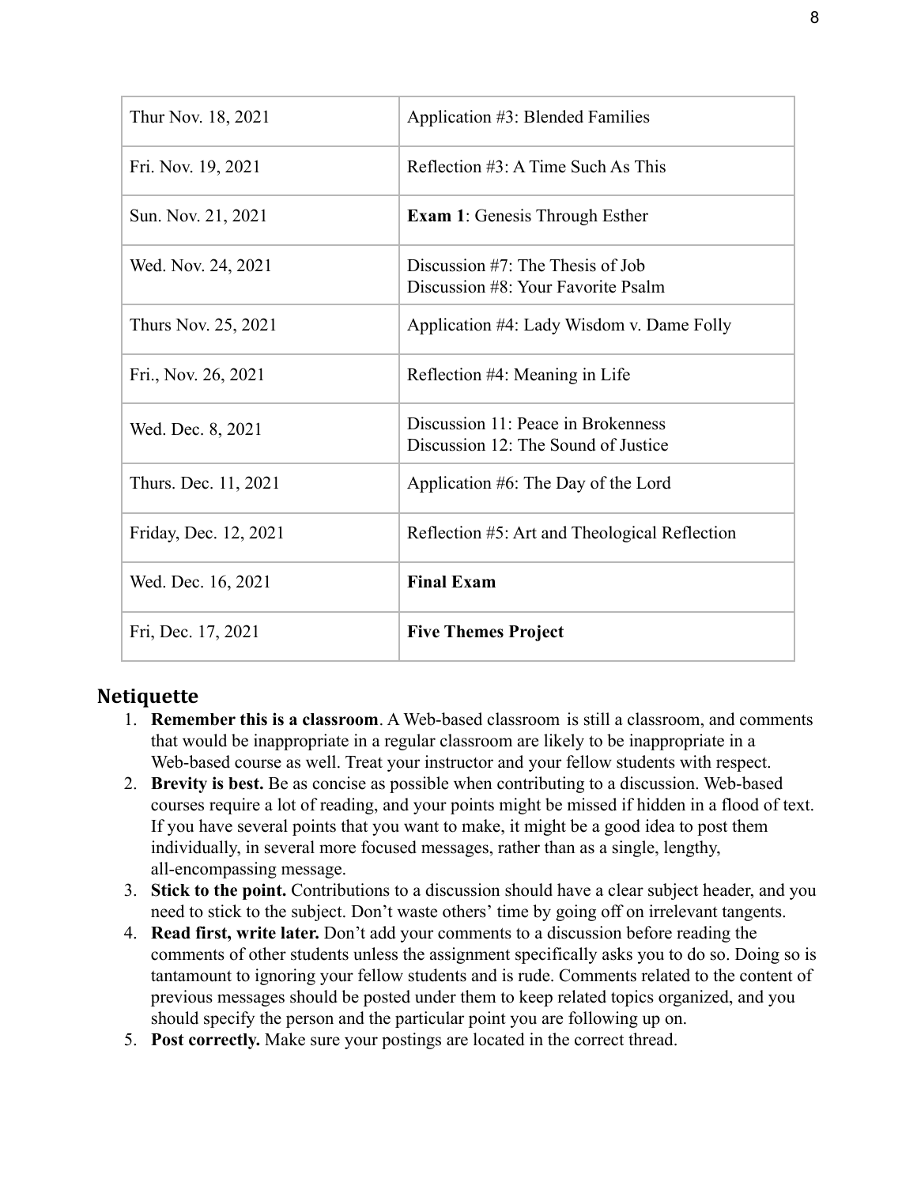| Thur Nov. 18, 2021 | Application #3: Blended Families |
| --- | --- |
| Fri. Nov. 19, 2021 | Reflection #3: A Time Such As This |
| Sun. Nov. 21, 2021 | **Exam 1**: Genesis Through Esther |
| Wed. Nov. 24, 2021 | Discussion #7: The Thesis of Job<br>Discussion #8: Your Favorite Psalm |
| Thurs Nov. 25, 2021 | Application #4: Lady Wisdom v. Dame Folly |
| Fri., Nov. 26, 2021 | Reflection #4: Meaning in Life |
| Wed. Dec. 8, 2021 | Discussion 11: Peace in Brokenness<br>Discussion 12: The Sound of Justice |
| Thurs. Dec. 11, 2021 | Application #6: The Day of the Lord |
| Friday, Dec. 12, 2021 | Reflection #5: Art and Theological Reflection |
| Wed. Dec. 16, 2021 | **Final Exam** |
| Fri, Dec. 17, 2021 | **Five Themes Project** |

## Netiquette

1. **Remember this is a classroom**. A Web-based classroom is still a classroom, and comments that would be inappropriate in a regular classroom are likely to be inappropriate in a Web-based course as well. Treat your instructor and your fellow students with respect.
2. **Brevity is best.** Be as concise as possible when contributing to a discussion. Web-based courses require a lot of reading, and your points might be missed if hidden in a flood of text. If you have several points that you want to make, it might be a good idea to post them individually, in several more focused messages, rather than as a single, lengthy, all-encompassing message.
3. **Stick to the point.** Contributions to a discussion should have a clear subject header, and you need to stick to the subject. Don't waste others' time by going off on irrelevant tangents.
4. **Read first, write later.** Don't add your comments to a discussion before reading the comments of other students unless the assignment specifically asks you to do so. Doing so is tantamount to ignoring your fellow students and is rude. Comments related to the content of previous messages should be posted under them to keep related topics organized, and you should specify the person and the particular point you are following up on.
5. **Post correctly.** Make sure your postings are located in the correct thread.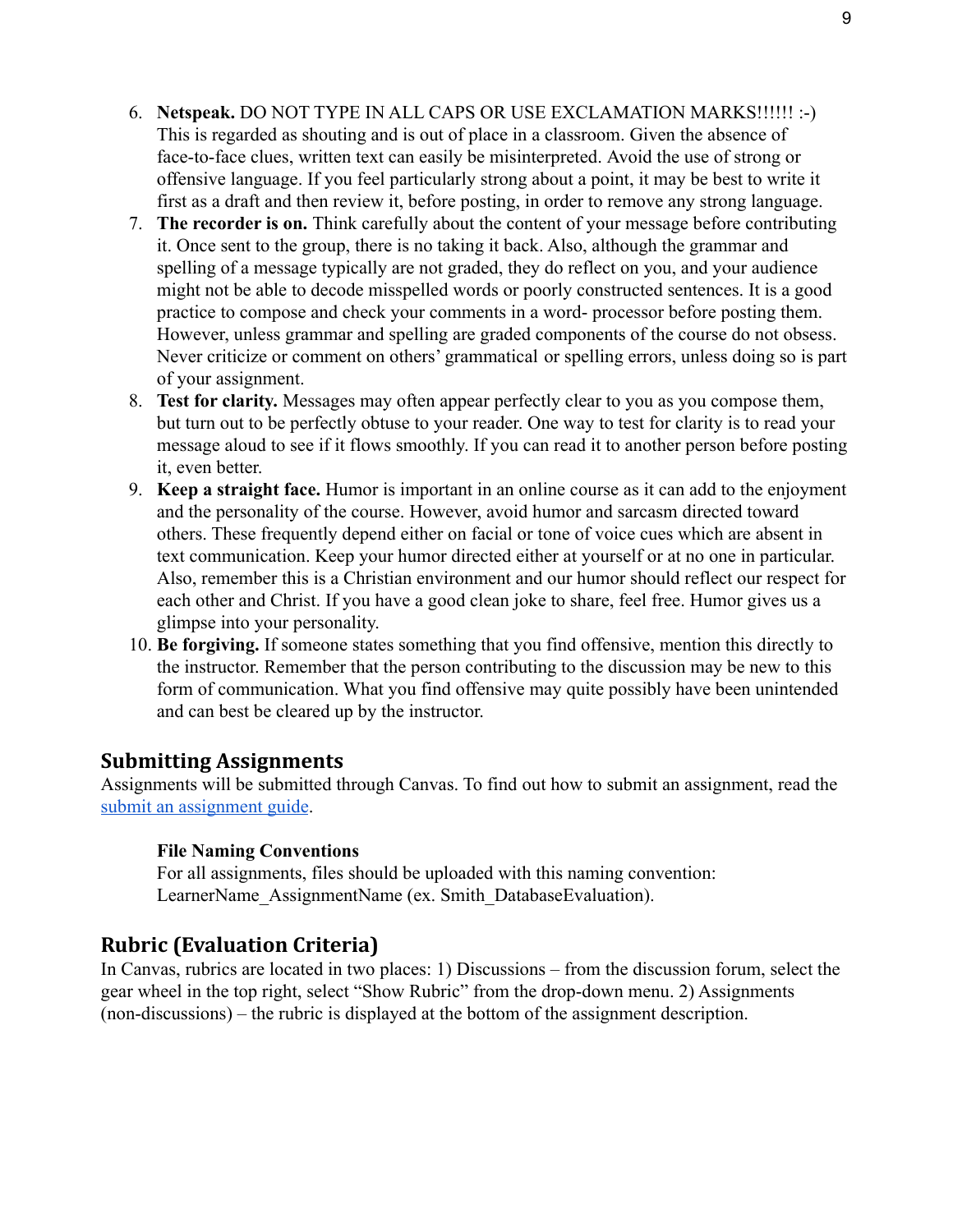6. **Netspeak.** DO NOT TYPE IN ALL CAPS OR USE EXCLAMATION MARKS!!!!!! :-) This is regarded as shouting and is out of place in a classroom. Given the absence of face-to-face clues, written text can easily be misinterpreted. Avoid the use of strong or offensive language. If you feel particularly strong about a point, it may be best to write it first as a draft and then review it, before posting, in order to remove any strong language.
7. **The recorder is on.** Think carefully about the content of your message before contributing it. Once sent to the group, there is no taking it back. Also, although the grammar and spelling of a message typically are not graded, they do reflect on you, and your audience might not be able to decode misspelled words or poorly constructed sentences. It is a good practice to compose and check your comments in a word- processor before posting them. However, unless grammar and spelling are graded components of the course do not obsess. Never criticize or comment on others' grammatical or spelling errors, unless doing so is part of your assignment.
8. **Test for clarity.** Messages may often appear perfectly clear to you as you compose them, but turn out to be perfectly obtuse to your reader. One way to test for clarity is to read your message aloud to see if it flows smoothly. If you can read it to another person before posting it, even better.
9. **Keep a straight face.** Humor is important in an online course as it can add to the enjoyment and the personality of the course. However, avoid humor and sarcasm directed toward others. These frequently depend either on facial or tone of voice cues which are absent in text communication. Keep your humor directed either at yourself or at no one in particular. Also, remember this is a Christian environment and our humor should reflect our respect for each other and Christ. If you have a good clean joke to share, feel free. Humor gives us a glimpse into your personality.
10. **Be forgiving.** If someone states something that you find offensive, mention this directly to the instructor. Remember that the person contributing to the discussion may be new to this form of communication. What you find offensive may quite possibly have been unintended and can best be cleared up by the instructor.

## Submitting Assignments

Assignments will be submitted through Canvas. To find out how to submit an assignment, read the submit an assignment guide.

### File Naming Conventions

For all assignments, files should be uploaded with this naming convention: LearnerName_AssignmentName (ex. Smith_DatabaseEvaluation).

## Rubric (Evaluation Criteria)

In Canvas, rubrics are located in two places: 1) Discussions – from the discussion forum, select the gear wheel in the top right, select "Show Rubric" from the drop-down menu. 2) Assignments (non-discussions) – the rubric is displayed at the bottom of the assignment description.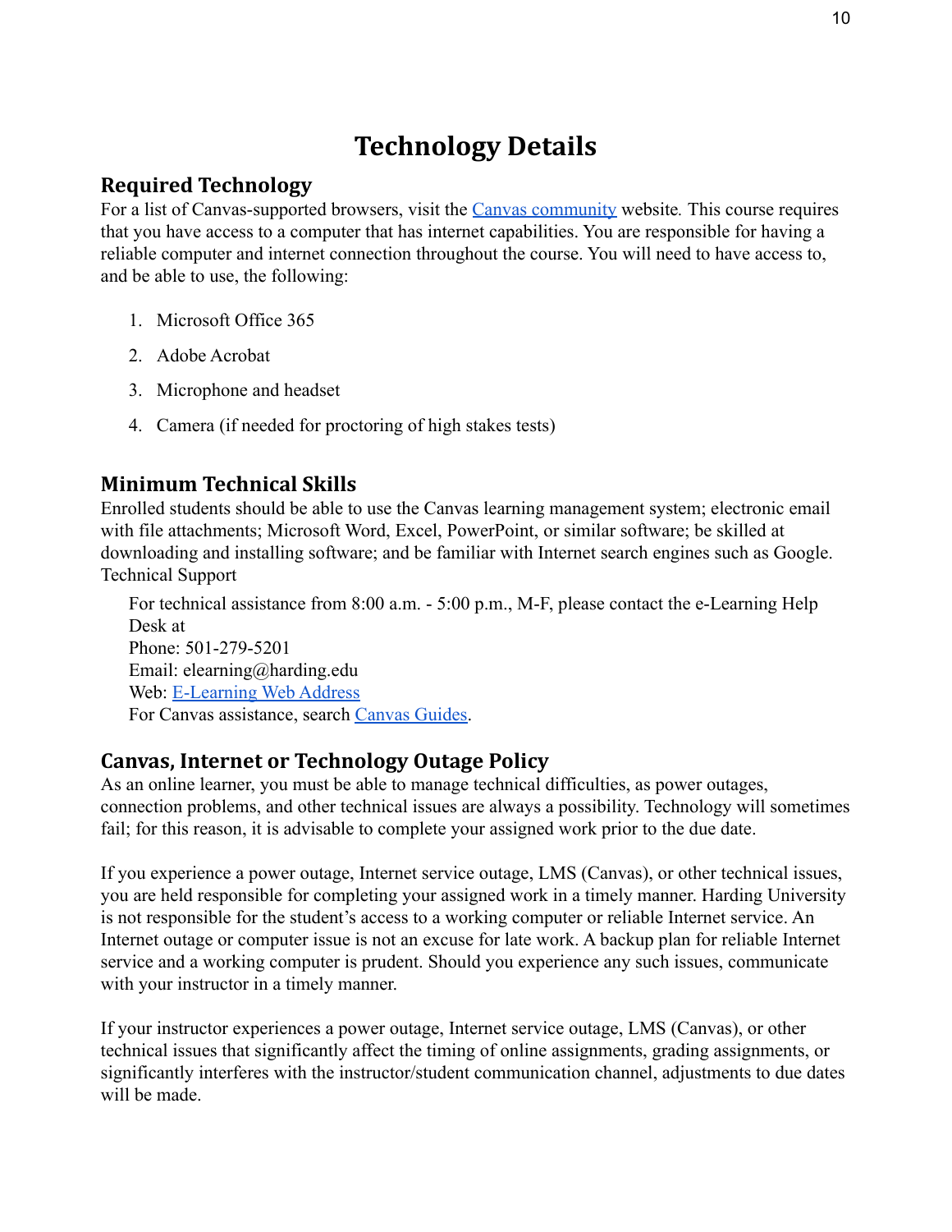# Technology Details

## Required Technology

For a list of Canvas-supported browsers, visit the [Canvas community]() website. This course requires that you have access to a computer that has internet capabilities. You are responsible for having a reliable computer and internet connection throughout the course. You will need to have access to, and be able to use, the following:

1. Microsoft Office 365
2. Adobe Acrobat
3. Microphone and headset
4. Camera (if needed for proctoring of high stakes tests)

## Minimum Technical Skills

Enrolled students should be able to use the Canvas learning management system; electronic email with file attachments; Microsoft Word, Excel, PowerPoint, or similar software; be skilled at downloading and installing software; and be familiar with Internet search engines such as Google.

Technical Support

For technical assistance from 8:00 a.m. - 5:00 p.m., M-F, please contact the e-Learning Help Desk at
Phone: 501-279-5201
Email: elearning@harding.edu
Web: [E-Learning Web Address]()
For Canvas assistance, search [Canvas Guides]().

## Canvas, Internet or Technology Outage Policy

As an online learner, you must be able to manage technical difficulties, as power outages, connection problems, and other technical issues are always a possibility. Technology will sometimes fail; for this reason, it is advisable to complete your assigned work prior to the due date.

If you experience a power outage, Internet service outage, LMS (Canvas), or other technical issues, you are held responsible for completing your assigned work in a timely manner. Harding University is not responsible for the student's access to a working computer or reliable Internet service. An Internet outage or computer issue is not an excuse for late work. A backup plan for reliable Internet service and a working computer is prudent. Should you experience any such issues, communicate with your instructor in a timely manner.

If your instructor experiences a power outage, Internet service outage, LMS (Canvas), or other technical issues that significantly affect the timing of online assignments, grading assignments, or significantly interferes with the instructor/student communication channel, adjustments to due dates will be made.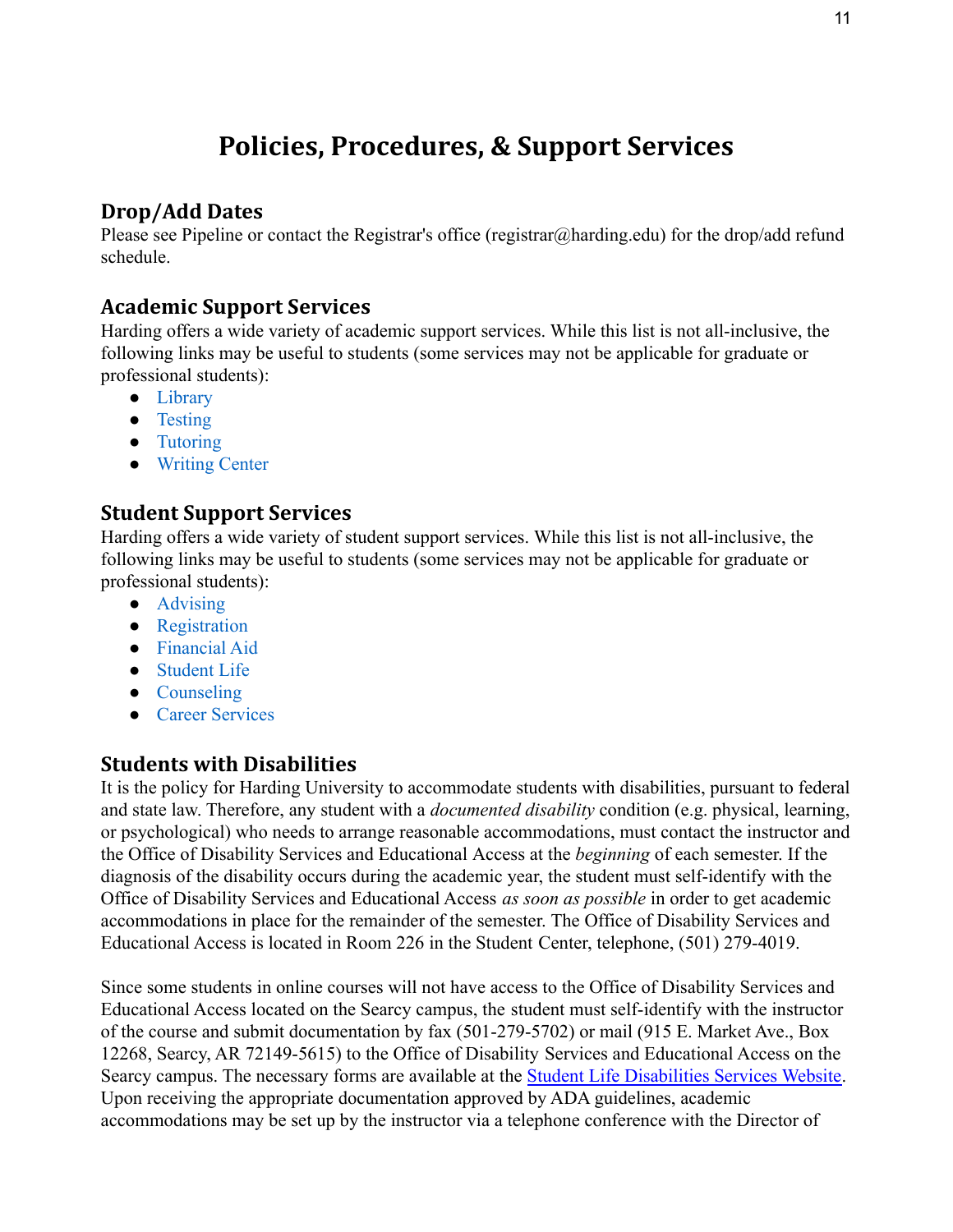# Policies, Procedures, & Support Services

## Drop/Add Dates

Please see Pipeline or contact the Registrar's office (registrar@harding.edu) for the drop/add refund schedule.

## Academic Support Services

Harding offers a wide variety of academic support services. While this list is not all-inclusive, the following links may be useful to students (some services may not be applicable for graduate or professional students):

- Library
- Testing
- Tutoring
- Writing Center

## Student Support Services

Harding offers a wide variety of student support services. While this list is not all-inclusive, the following links may be useful to students (some services may not be applicable for graduate or professional students):

- Advising
- Registration
- Financial Aid
- Student Life
- Counseling
- Career Services

## Students with Disabilities

It is the policy for Harding University to accommodate students with disabilities, pursuant to federal and state law. Therefore, any student with a *documented disability* condition (e.g. physical, learning, or psychological) who needs to arrange reasonable accommodations, must contact the instructor and the Office of Disability Services and Educational Access at the *beginning* of each semester. If the diagnosis of the disability occurs during the academic year, the student must self-identify with the Office of Disability Services and Educational Access *as soon as possible* in order to get academic accommodations in place for the remainder of the semester. The Office of Disability Services and Educational Access is located in Room 226 in the Student Center, telephone, (501) 279-4019.

Since some students in online courses will not have access to the Office of Disability Services and Educational Access located on the Searcy campus, the student must self-identify with the instructor of the course and submit documentation by fax (501-279-5702) or mail (915 E. Market Ave., Box 12268, Searcy, AR 72149-5615) to the Office of Disability Services and Educational Access on the Searcy campus. The necessary forms are available at the Student Life Disabilities Services Website. Upon receiving the appropriate documentation approved by ADA guidelines, academic accommodations may be set up by the instructor via a telephone conference with the Director of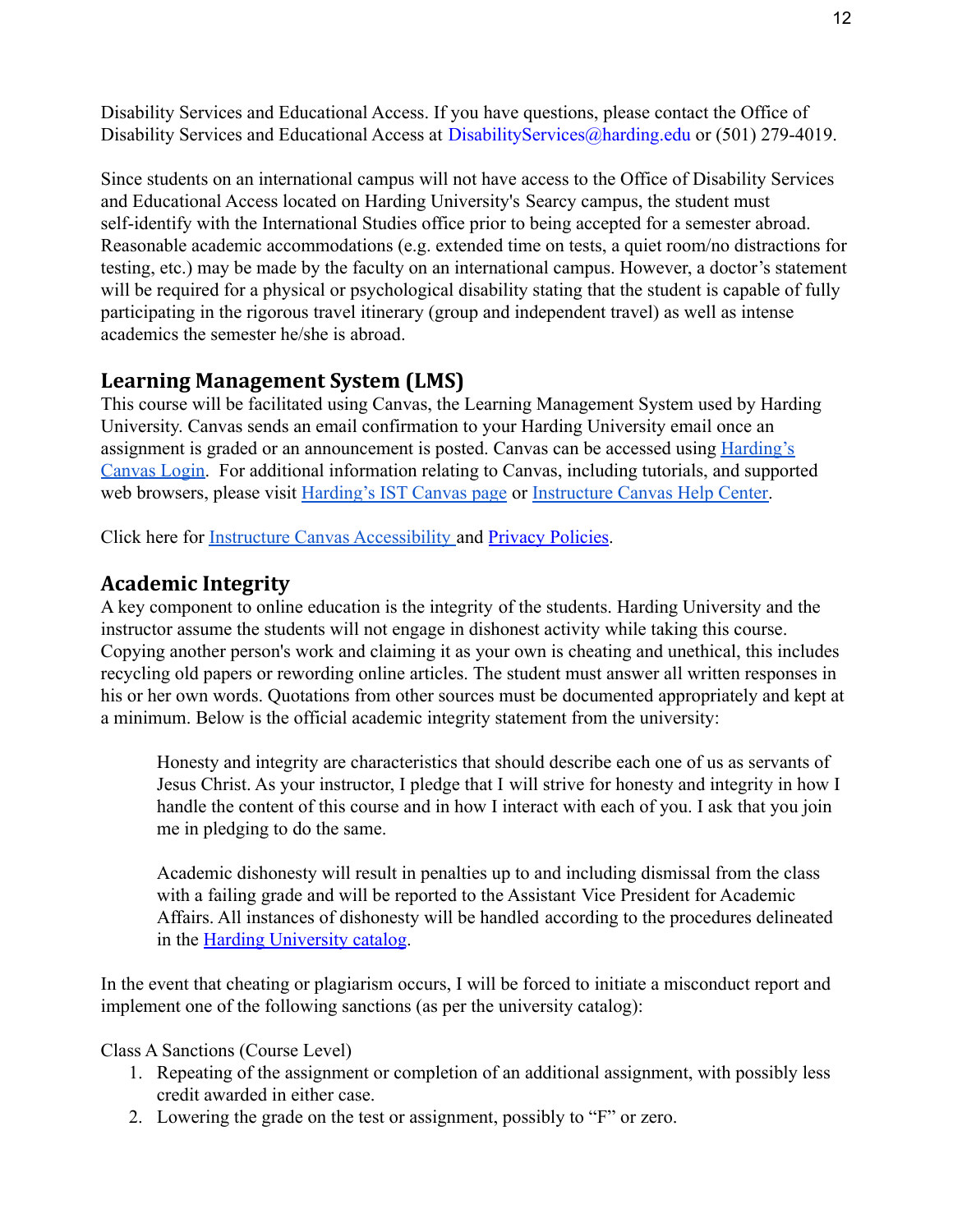Disability Services and Educational Access. If you have questions, please contact the Office of Disability Services and Educational Access at DisabilityServices@harding.edu or (501) 279-4019.

Since students on an international campus will not have access to the Office of Disability Services and Educational Access located on Harding University's Searcy campus, the student must self-identify with the International Studies office prior to being accepted for a semester abroad. Reasonable academic accommodations (e.g. extended time on tests, a quiet room/no distractions for testing, etc.) may be made by the faculty on an international campus. However, a doctor's statement will be required for a physical or psychological disability stating that the student is capable of fully participating in the rigorous travel itinerary (group and independent travel) as well as intense academics the semester he/she is abroad.

## Learning Management System (LMS)

This course will be facilitated using Canvas, the Learning Management System used by Harding University. Canvas sends an email confirmation to your Harding University email once an assignment is graded or an announcement is posted. Canvas can be accessed using Harding's Canvas Login. For additional information relating to Canvas, including tutorials, and supported web browsers, please visit Harding's IST Canvas page or Instructure Canvas Help Center.

Click here for Instructure Canvas Accessibility and Privacy Policies.

## Academic Integrity

A key component to online education is the integrity of the students. Harding University and the instructor assume the students will not engage in dishonest activity while taking this course. Copying another person's work and claiming it as your own is cheating and unethical, this includes recycling old papers or rewording online articles. The student must answer all written responses in his or her own words. Quotations from other sources must be documented appropriately and kept at a minimum. Below is the official academic integrity statement from the university:

> Honesty and integrity are characteristics that should describe each one of us as servants of Jesus Christ. As your instructor, I pledge that I will strive for honesty and integrity in how I handle the content of this course and in how I interact with each of you. I ask that you join me in pledging to do the same.
>
> Academic dishonesty will result in penalties up to and including dismissal from the class with a failing grade and will be reported to the Assistant Vice President for Academic Affairs. All instances of dishonesty will be handled according to the procedures delineated in the Harding University catalog.

In the event that cheating or plagiarism occurs, I will be forced to initiate a misconduct report and implement one of the following sanctions (as per the university catalog):

Class A Sanctions (Course Level)

1. Repeating of the assignment or completion of an additional assignment, with possibly less credit awarded in either case.
2. Lowering the grade on the test or assignment, possibly to "F" or zero.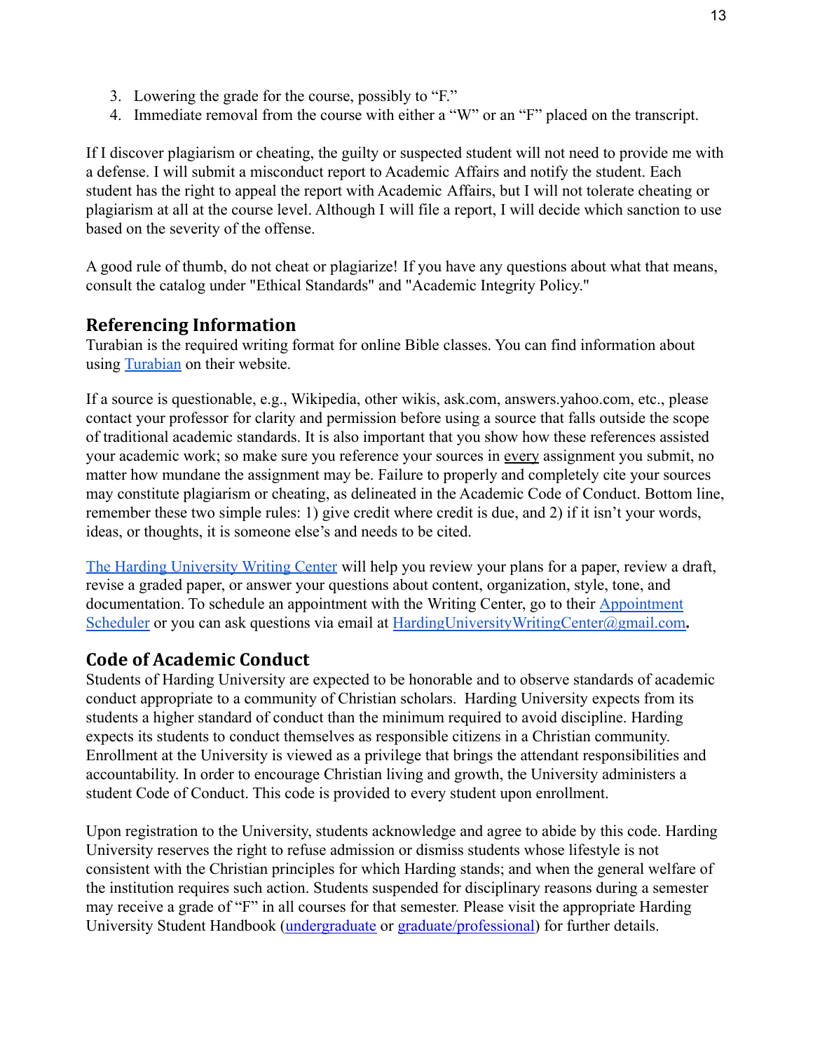3. Lowering the grade for the course, possibly to "F."
4. Immediate removal from the course with either a "W" or an "F" placed on the transcript.

If I discover plagiarism or cheating, the guilty or suspected student will not need to provide me with a defense. I will submit a misconduct report to Academic Affairs and notify the student. Each student has the right to appeal the report with Academic Affairs, but I will not tolerate cheating or plagiarism at all at the course level. Although I will file a report, I will decide which sanction to use based on the severity of the offense.

A good rule of thumb, do not cheat or plagiarize! If you have any questions about what that means, consult the catalog under "Ethical Standards" and "Academic Integrity Policy."

## Referencing Information

Turabian is the required writing format for online Bible classes. You can find information about using Turabian on their website.

If a source is questionable, e.g., Wikipedia, other wikis, ask.com, answers.yahoo.com, etc., please contact your professor for clarity and permission before using a source that falls outside the scope of traditional academic standards. It is also important that you show how these references assisted your academic work; so make sure you reference your sources in every assignment you submit, no matter how mundane the assignment may be. Failure to properly and completely cite your sources may constitute plagiarism or cheating, as delineated in the Academic Code of Conduct. Bottom line, remember these two simple rules: 1) give credit where credit is due, and 2) if it isn't your words, ideas, or thoughts, it is someone else's and needs to be cited.

The Harding University Writing Center will help you review your plans for a paper, review a draft, revise a graded paper, or answer your questions about content, organization, style, tone, and documentation. To schedule an appointment with the Writing Center, go to their Appointment Scheduler or you can ask questions via email at HardingUniversityWritingCenter@gmail.com**.**

## Code of Academic Conduct

Students of Harding University are expected to be honorable and to observe standards of academic conduct appropriate to a community of Christian scholars. Harding University expects from its students a higher standard of conduct than the minimum required to avoid discipline. Harding expects its students to conduct themselves as responsible citizens in a Christian community. Enrollment at the University is viewed as a privilege that brings the attendant responsibilities and accountability. In order to encourage Christian living and growth, the University administers a student Code of Conduct. This code is provided to every student upon enrollment.

Upon registration to the University, students acknowledge and agree to abide by this code. Harding University reserves the right to refuse admission or dismiss students whose lifestyle is not consistent with the Christian principles for which Harding stands; and when the general welfare of the institution requires such action. Students suspended for disciplinary reasons during a semester may receive a grade of "F" in all courses for that semester. Please visit the appropriate Harding University Student Handbook (undergraduate or graduate/professional) for further details.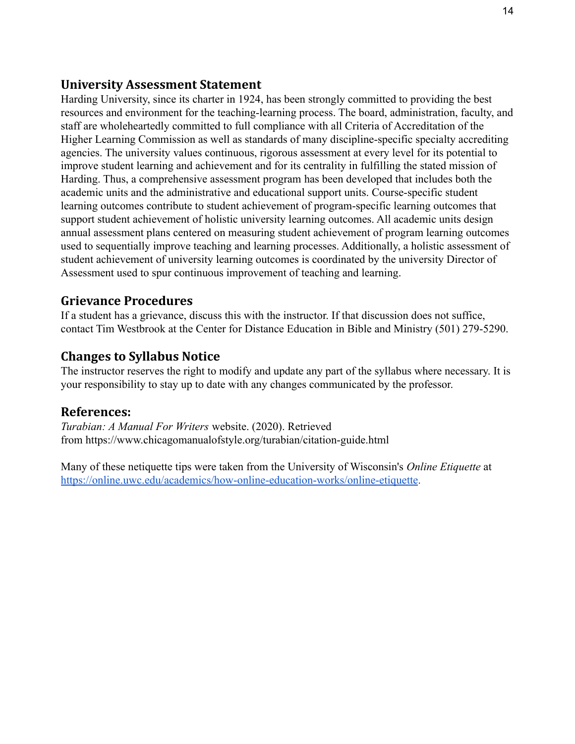## University Assessment Statement

Harding University, since its charter in 1924, has been strongly committed to providing the best resources and environment for the teaching-learning process. The board, administration, faculty, and staff are wholeheartedly committed to full compliance with all Criteria of Accreditation of the Higher Learning Commission as well as standards of many discipline-specific specialty accrediting agencies. The university values continuous, rigorous assessment at every level for its potential to improve student learning and achievement and for its centrality in fulfilling the stated mission of Harding. Thus, a comprehensive assessment program has been developed that includes both the academic units and the administrative and educational support units. Course-specific student learning outcomes contribute to student achievement of program-specific learning outcomes that support student achievement of holistic university learning outcomes. All academic units design annual assessment plans centered on measuring student achievement of program learning outcomes used to sequentially improve teaching and learning processes. Additionally, a holistic assessment of student achievement of university learning outcomes is coordinated by the university Director of Assessment used to spur continuous improvement of teaching and learning.

## Grievance Procedures

If a student has a grievance, discuss this with the instructor. If that discussion does not suffice, contact Tim Westbrook at the Center for Distance Education in Bible and Ministry (501) 279-5290.

## Changes to Syllabus Notice

The instructor reserves the right to modify and update any part of the syllabus where necessary. It is your responsibility to stay up to date with any changes communicated by the professor.

## References:

*Turabian: A Manual For Writers* website. (2020). Retrieved from https://www.chicagomanualofstyle.org/turabian/citation-guide.html

Many of these netiquette tips were taken from the University of Wisconsin's *Online Etiquette* at [https://online.uwc.edu/academics/how-online-education-works/online-etiquette](https://online.uwc.edu/academics/how-online-education-works/online-etiquette).